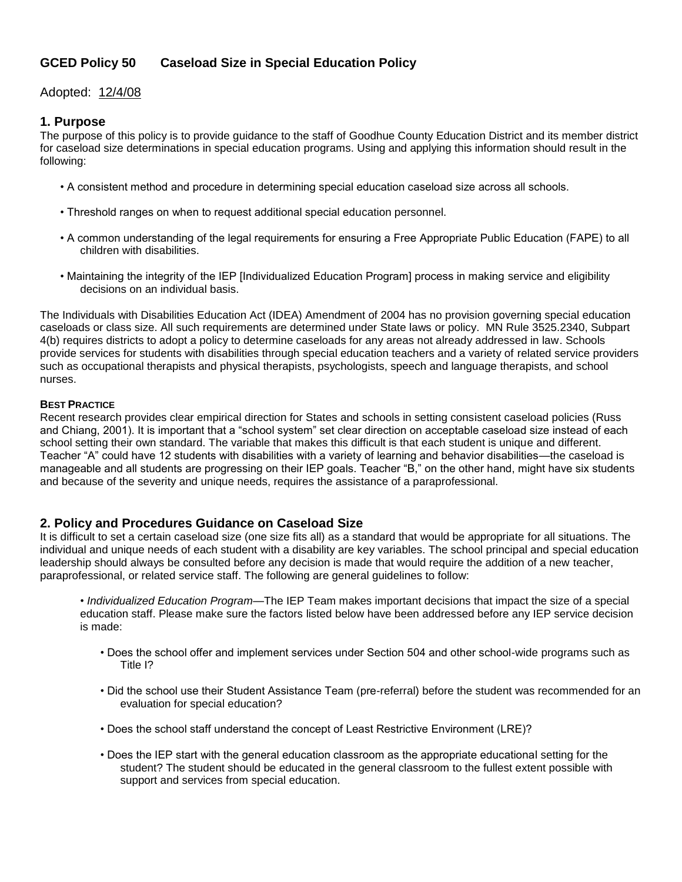# GCED Policy 50 Caseload Size in Special Education Policy

Adopted: 12/4/08

## 1. Purpose

The purpose of this policy is to provide guidance to the staff of Goodhue County Education District and its member district for caseload size determinations in special education programs. Using and applying this information should result in the following:

- A consistent method and procedure in determining special education caseload size across all schools.
- Threshold ranges on when to request additional special education personnel.
- A common understanding of the legal requirements for ensuring a Free Appropriate Public Education (FAPE) to all children with disabilities.
- Maintaining the integrity of the IEP [Individualized Education Program] process in making service and eligibility decisions on an individual basis.

The Individuals with Disabilities Education Act (IDEA) Amendment of 2004 has no provision governing special education caseloads or class size. All such requirements are determined under State laws or policy. MN Rule 3525.2340, Subpart 4(b) requires districts to adopt a policy to determine caseloads for any areas not already addressed in law. Schools provide services for students with disabilities through special education teachers and a variety of related service providers such as occupational therapists and physical therapists, psychologists, speech and language therapists, and school nurses.

**BEST PRACTICE**

Recent research provides clear empirical direction for States and schools in setting consistent caseload policies (Russ and Chiang, 2001). It is important that a "school system" set clear direction on acceptable caseload size instead of each school setting their own standard. The variable that makes this difficult is that each student is unique and different. Teacher "A" could have 12 students with disabilities with a variety of learning and behavior disabilities—the caseload is manageable and all students are progressing on their IEP goals. Teacher "B," on the other hand, might have six students and because of the severity and unique needs, requires the assistance of a paraprofessional.

## 2. Policy and Procedures Guidance on Caseload Size

It is difficult to set a certain caseload size (one size fits all) as a standard that would be appropriate for all situations. The individual and unique needs of each student with a disability are key variables. The school principal and special education leadership should always be consulted before any decision is made that would require the addition of a new teacher, paraprofessional, or related service staff. The following are general guidelines to follow:

- *Individualized Education Program*—The IEP Team makes important decisions that impact the size of a special education staff. Please make sure the factors listed below have been addressed before any IEP service decision is made:
  - Does the school offer and implement services under Section 504 and other school-wide programs such as Title I?
  - Did the school use their Student Assistance Team (pre-referral) before the student was recommended for an evaluation for special education?
  - Does the school staff understand the concept of Least Restrictive Environment (LRE)?
  - Does the IEP start with the general education classroom as the appropriate educational setting for the student? The student should be educated in the general classroom to the fullest extent possible with support and services from special education.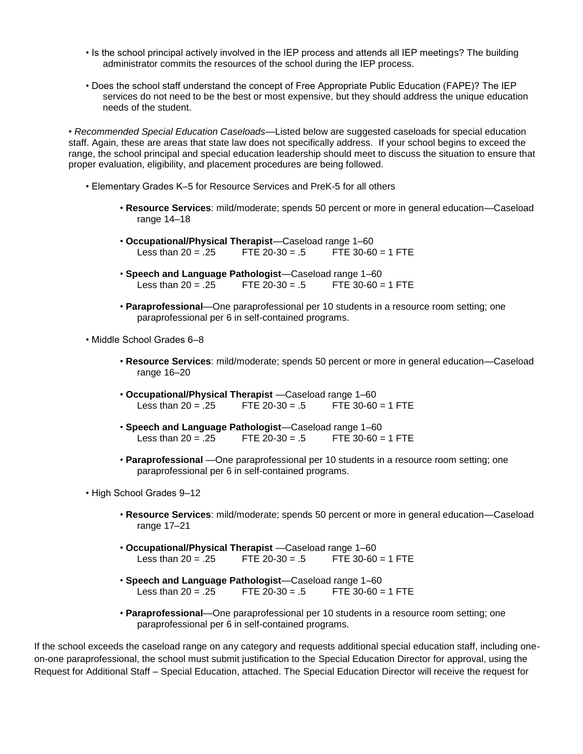- Is the school principal actively involved in the IEP process and attends all IEP meetings? The building administrator commits the resources of the school during the IEP process.

- Does the school staff understand the concept of Free Appropriate Public Education (FAPE)? The IEP services do not need to be the best or most expensive, but they should address the unique education needs of the student.

• *Recommended Special Education Caseloads*—Listed below are suggested caseloads for special education staff. Again, these are areas that state law does not specifically address. If your school begins to exceed the range, the school principal and special education leadership should meet to discuss the situation to ensure that proper evaluation, eligibility, and placement procedures are being followed.

- Elementary Grades K–5 for Resource Services and PreK-5 for all others
  - **Resource Services**: mild/moderate; spends 50 percent or more in general education—Caseload range 14–18
  - **Occupational/Physical Therapist**—Caseload range 1–60
    Less than 20 = .25 FTE 20-30 = .5 FTE 30-60 = 1 FTE
  - **Speech and Language Pathologist**—Caseload range 1–60
    Less than 20 = .25 FTE 20-30 = .5 FTE 30-60 = 1 FTE
  - **Paraprofessional**—One paraprofessional per 10 students in a resource room setting; one paraprofessional per 6 in self-contained programs.

- Middle School Grades 6–8
  - **Resource Services**: mild/moderate; spends 50 percent or more in general education—Caseload range 16–20
  - **Occupational/Physical Therapist** —Caseload range 1–60
    Less than 20 = .25 FTE 20-30 = .5 FTE 30-60 = 1 FTE
  - **Speech and Language Pathologist**—Caseload range 1–60
    Less than 20 = .25 FTE 20-30 = .5 FTE 30-60 = 1 FTE
  - **Paraprofessional** —One paraprofessional per 10 students in a resource room setting; one paraprofessional per 6 in self-contained programs.

- High School Grades 9–12
  - **Resource Services**: mild/moderate; spends 50 percent or more in general education—Caseload range 17–21
  - **Occupational/Physical Therapist** —Caseload range 1–60
    Less than 20 = .25 FTE 20-30 = .5 FTE 30-60 = 1 FTE
  - **Speech and Language Pathologist**—Caseload range 1–60
    Less than 20 = .25 FTE 20-30 = .5 FTE 30-60 = 1 FTE
  - **Paraprofessional**—One paraprofessional per 10 students in a resource room setting; one paraprofessional per 6 in self-contained programs.

If the school exceeds the caseload range on any category and requests additional special education staff, including one-on-one paraprofessional, the school must submit justification to the Special Education Director for approval, using the Request for Additional Staff – Special Education, attached. The Special Education Director will receive the request for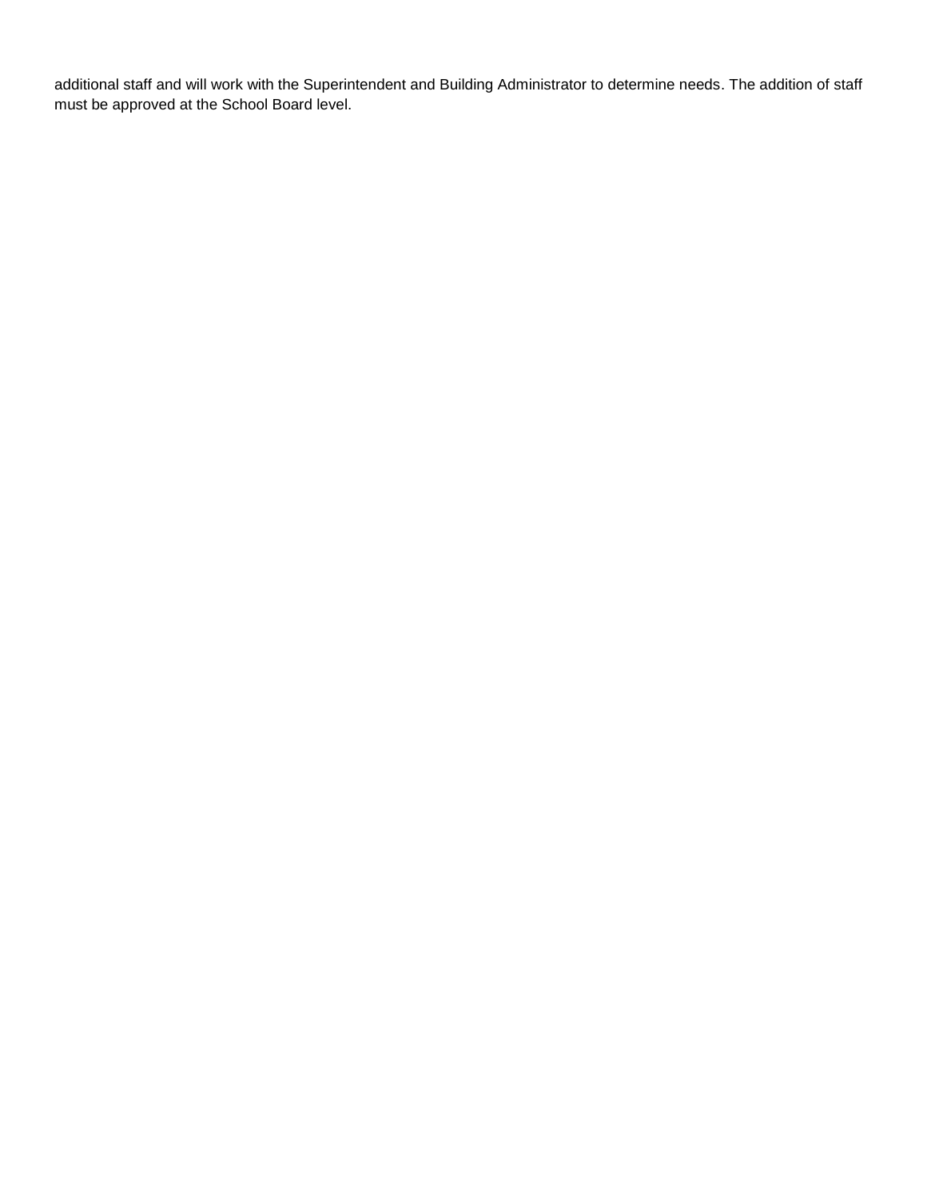additional staff and will work with the Superintendent and Building Administrator to determine needs. The addition of staff must be approved at the School Board level.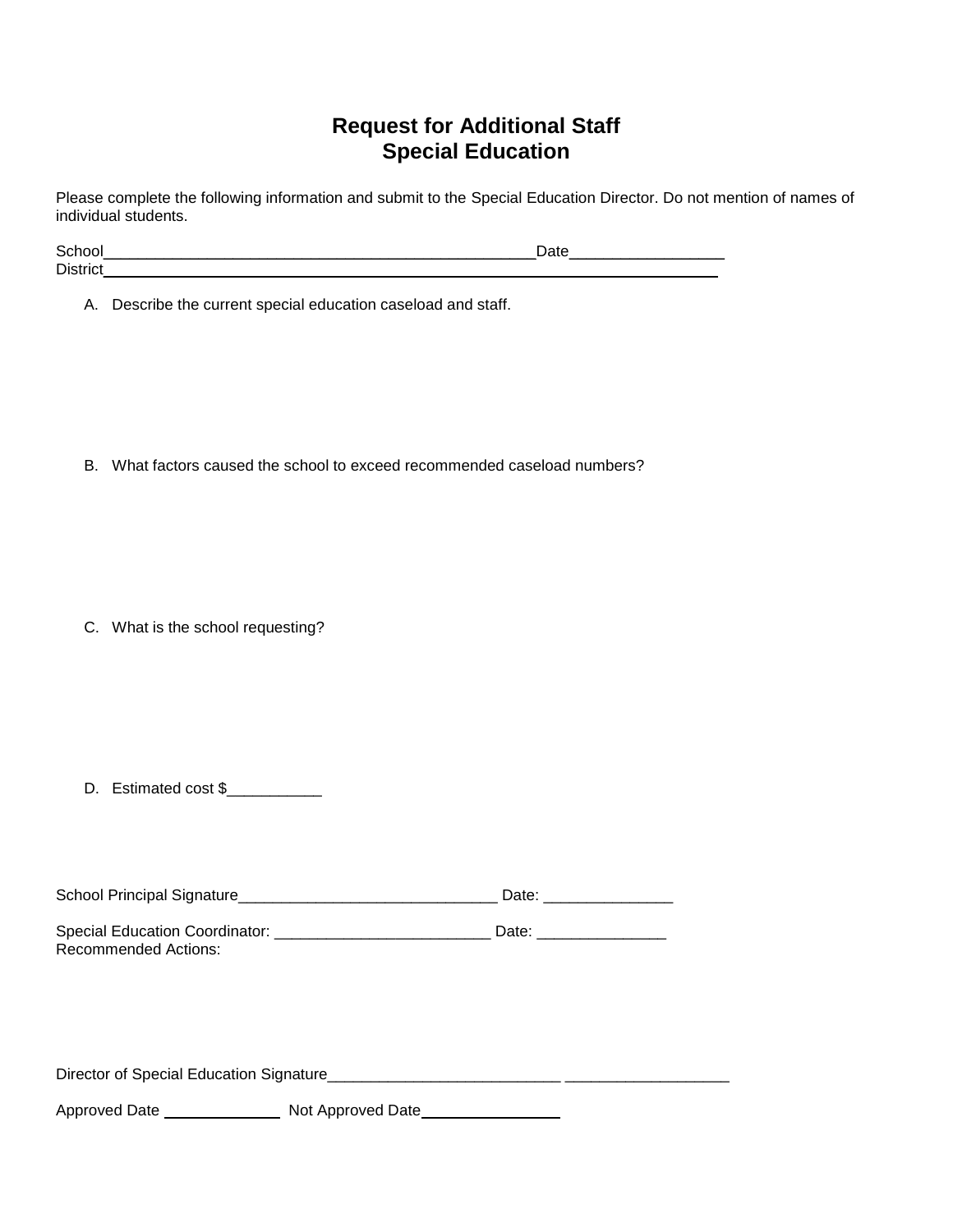# Request for Additional Staff
# Special Education

Please complete the following information and submit to the Special Education Director. Do not mention of names of individual students.

School_________________________________________________Date_________________
District______________________________________________________________________

A. Describe the current special education caseload and staff.

B. What factors caused the school to exceed recommended caseload numbers?

C. What is the school requesting?

D. Estimated cost $___________

School Principal Signature______________________________ Date: _______________

Special Education Coordinator: _________________________ Date: _______________
Recommended Actions:

Director of Special Education Signature___________________________ ___________________

Approved Date _____________ Not Approved Date________________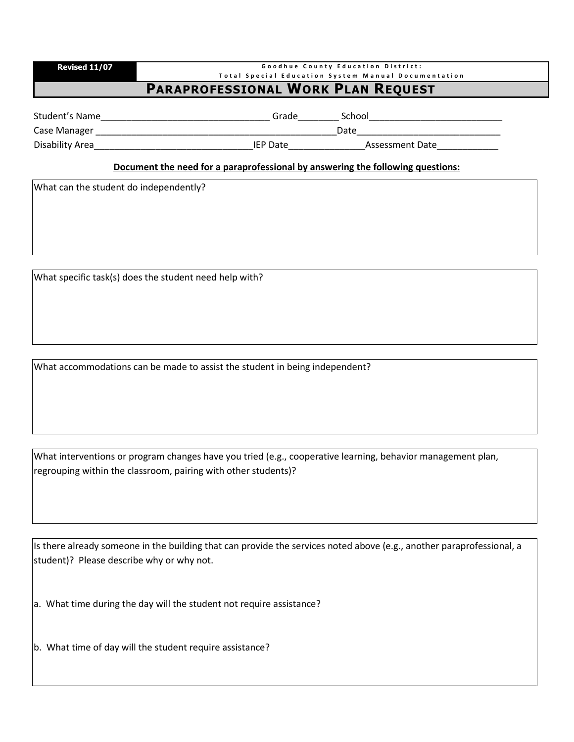**Revised 11/07**

Goodhue County Education District:
Total Special Education System Manual Documentation

# Paraprofessional Work Plan Request

Student's Name__________________________________ Grade________ School__________________________

Case Manager _________________________________________________Date____________________________

Disability Area_______________________________IEP Date_______________Assessment Date____________

**Document the need for a paraprofessional by answering the following questions:**

What can the student do independently?

What specific task(s) does the student need help with?

What accommodations can be made to assist the student in being independent?

What interventions or program changes have you tried (e.g., cooperative learning, behavior management plan, regrouping within the classroom, pairing with other students)?

Is there already someone in the building that can provide the services noted above (e.g., another paraprofessional, a student)? Please describe why or why not.

a. What time during the day will the student not require assistance?

b. What time of day will the student require assistance?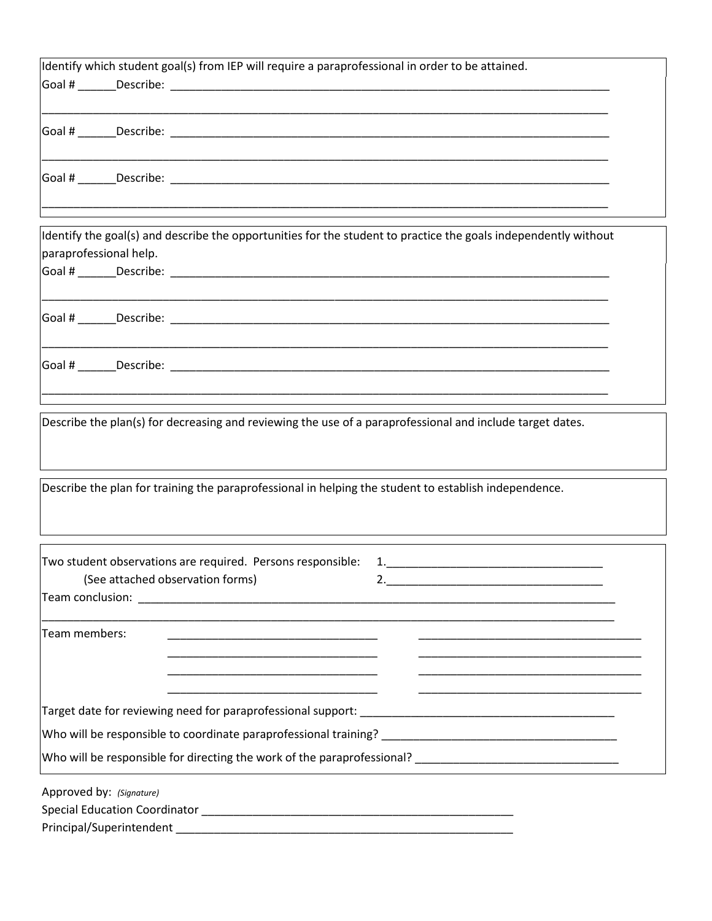Identify which student goal(s) from IEP will require a paraprofessional in order to be attained.

Goal # ______Describe: ___________________________________________________________________________

______________________________________________________________________________________________

Goal # ______Describe: ___________________________________________________________________________

______________________________________________________________________________________________

Goal # ______Describe: ___________________________________________________________________________

______________________________________________________________________________________________

Identify the goal(s) and describe the opportunities for the student to practice the goals independently without paraprofessional help.

Goal # ______Describe: ___________________________________________________________________________

______________________________________________________________________________________________

Goal # ______Describe: ___________________________________________________________________________

______________________________________________________________________________________________

Goal # ______Describe: ___________________________________________________________________________

______________________________________________________________________________________________

Describe the plan(s) for decreasing and reviewing the use of a paraprofessional and include target dates.

Describe the plan for training the paraprofessional in helping the student to establish independence.

Two student observations are required. Persons responsible: 1.___________________________________

(See attached observation forms) 2.___________________________________

Team conclusion: ____________________________________________________________________________

______________________________________________________________________________________________

Team members: ___________________________________ ___________________________________

___________________________________ ___________________________________

___________________________________ ___________________________________

___________________________________ ___________________________________

Target date for reviewing need for paraprofessional support: ___________________________________________

Who will be responsible to coordinate paraprofessional training? _______________________________________

Who will be responsible for directing the work of the paraprofessional? _________________________________

Approved by: *(Signature)*

Special Education Coordinator ____________________________________________________

Principal/Superintendent ________________________________________________________